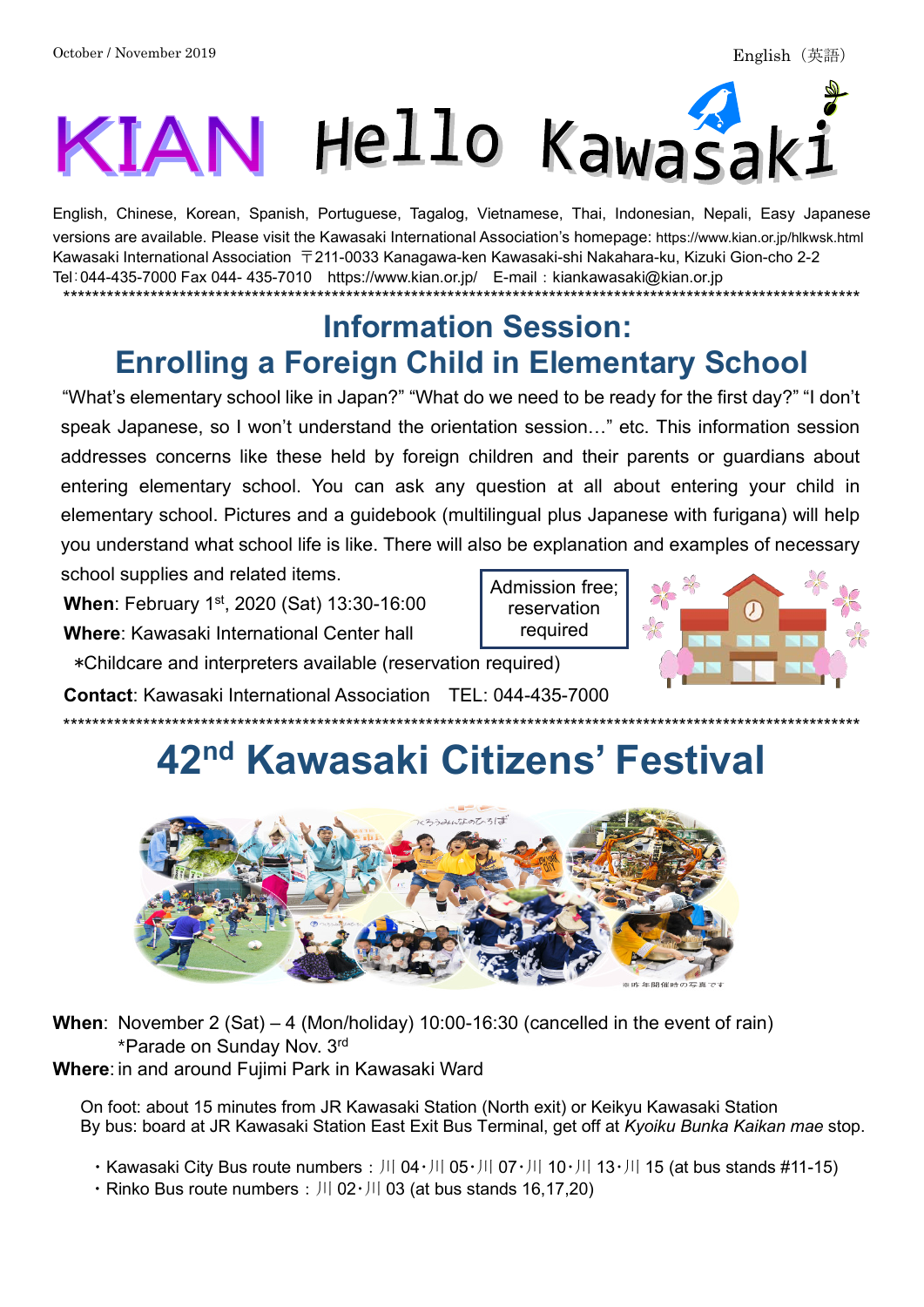October / November 2019

English（英語）

# KIAN Hello Kawasaki

English, Chinese, Korean, Spanish, Portuguese, Tagalog, Vietnamese, Thai, Indonesian, Nepali, Easy Japanese versions are available. Please visit the Kawasaki International Association's homepage: https://www.kian.or.jp/hlkwsk.html
Kawasaki International Association 〒211-0033 Kanagawa-ken Kawasaki-shi Nakahara-ku, Kizuki Gion-cho 2-2
Tel：044-435-7000 Fax 044- 435-7010 https://www.kian.or.jp/ E-mail：kiankawasaki@kian.or.jp

***

## Information Session: Enrolling a Foreign Child in Elementary School

"What's elementary school like in Japan?" "What do we need to be ready for the first day?" "I don't speak Japanese, so I won't understand the orientation session…" etc. This information session addresses concerns like these held by foreign children and their parents or guardians about entering elementary school. You can ask any question at all about entering your child in elementary school. Pictures and a guidebook (multilingual plus Japanese with furigana) will help you understand what school life is like. There will also be explanation and examples of necessary school supplies and related items.

Admission free; reservation required

**When**: February 1st, 2020 (Sat) 13:30-16:00

**Where**: Kawasaki International Center hall

∗Childcare and interpreters available (reservation required)

**Contact**: Kawasaki International Association TEL: 044-435-7000

***

## 42nd Kawasaki Citizens' Festival

※昨年開催時の写真です

**When**: November 2 (Sat) – 4 (Mon/holiday) 10:00-16:30 (cancelled in the event of rain)
*Parade on Sunday Nov. 3rd

**Where**: in and around Fujimi Park in Kawasaki Ward

On foot: about 15 minutes from JR Kawasaki Station (North exit) or Keikyu Kawasaki Station
By bus: board at JR Kawasaki Station East Exit Bus Terminal, get off at *Kyoiku Bunka Kaikan mae* stop.

- Kawasaki City Bus route numbers：川 04・川 05・川 07・川 10・川 13・川 15 (at bus stands #11-15)
- Rinko Bus route numbers：川 02・川 03 (at bus stands 16,17,20)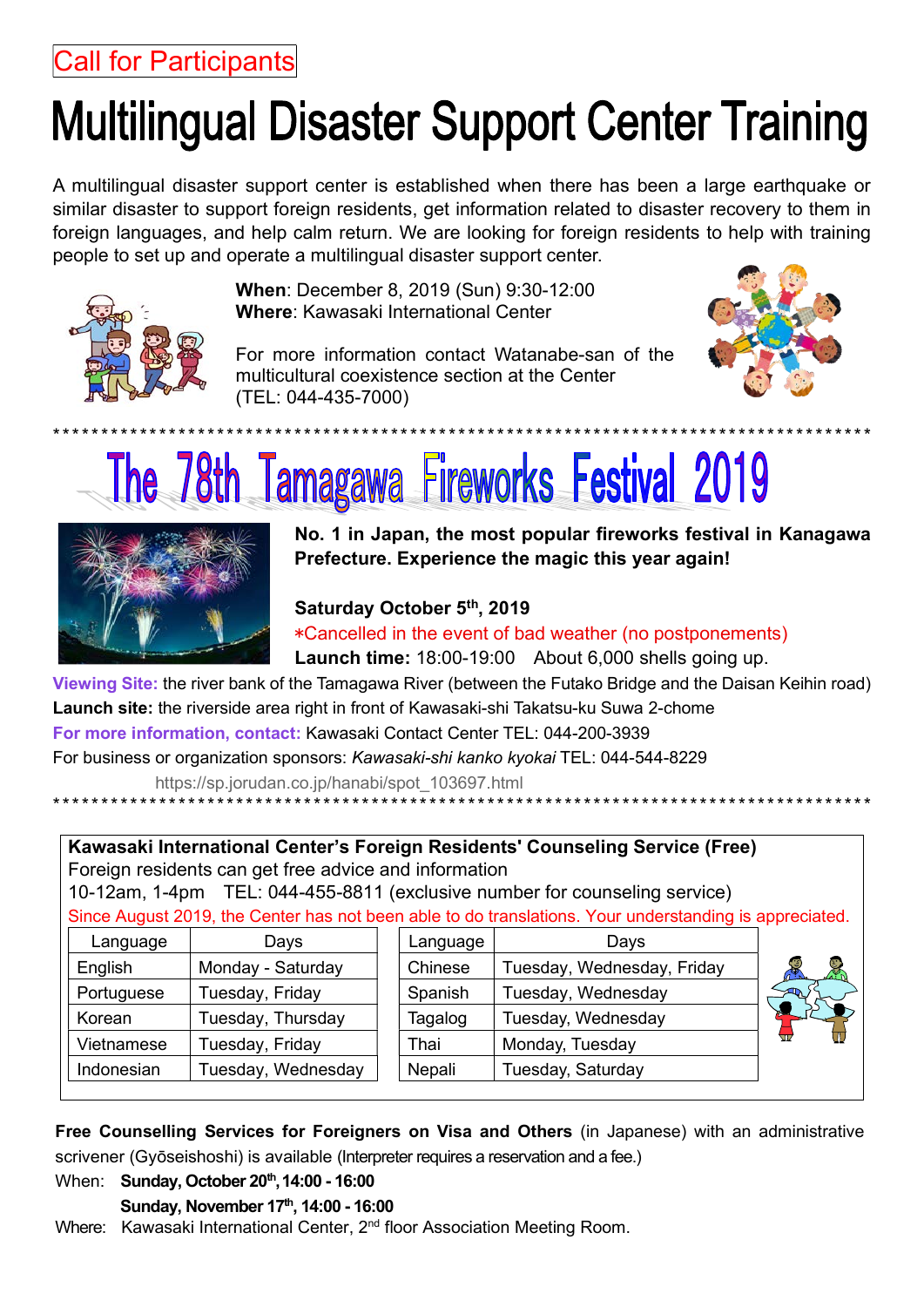Call for Participants

# Multilingual Disaster Support Center Training

A multilingual disaster support center is established when there has been a large earthquake or similar disaster to support foreign residents, get information related to disaster recovery to them in foreign languages, and help calm return. We are looking for foreign residents to help with training people to set up and operate a multilingual disaster support center.

**When**: December 8, 2019 (Sun) 9:30-12:00
**Where**: Kawasaki International Center

For more information contact Watanabe-san of the multicultural coexistence section at the Center (TEL: 044-435-7000)

***********************************************************************************

# The 78th Tamagawa Fireworks Festival 2019

**No. 1 in Japan, the most popular fireworks festival in Kanagawa Prefecture. Experience the magic this year again!**

**Saturday October 5th, 2019**
*Cancelled in the event of bad weather (no postponements)
**Launch time:** 18:00-19:00 About 6,000 shells going up.

**Viewing Site:** the river bank of the Tamagawa River (between the Futako Bridge and the Daisan Keihin road)
**Launch site:** the riverside area right in front of Kawasaki-shi Takatsu-ku Suwa 2-chome
**For more information, contact:** Kawasaki Contact Center TEL: 044-200-3939
For business or organization sponsors: *Kawasaki-shi kanko kyokai* TEL: 044-544-8229
https://sp.jorudan.co.jp/hanabi/spot_103697.html

***********************************************************************************

**Kawasaki International Center's Foreign Residents' Counseling Service (Free)**
Foreign residents can get free advice and information
10-12am, 1-4pm TEL: 044-455-8811 (exclusive number for counseling service)
Since August 2019, the Center has not been able to do translations. Your understanding is appreciated.

| Language | Days | Language | Days |
|---|---|---|---|
| English | Monday - Saturday | Chinese | Tuesday, Wednesday, Friday |
| Portuguese | Tuesday, Friday | Spanish | Tuesday, Wednesday |
| Korean | Tuesday, Thursday | Tagalog | Tuesday, Wednesday |
| Vietnamese | Tuesday, Friday | Thai | Monday, Tuesday |
| Indonesian | Tuesday, Wednesday | Nepali | Tuesday, Saturday |

**Free Counselling Services for Foreigners on Visa and Others** (in Japanese) with an administrative scrivener (Gyōseishoshi) is available (Interpreter requires a reservation and a fee.)

When: **Sunday, October 20th, 14:00 - 16:00**
**Sunday, November 17th, 14:00 - 16:00**
Where: Kawasaki International Center, 2nd floor Association Meeting Room.